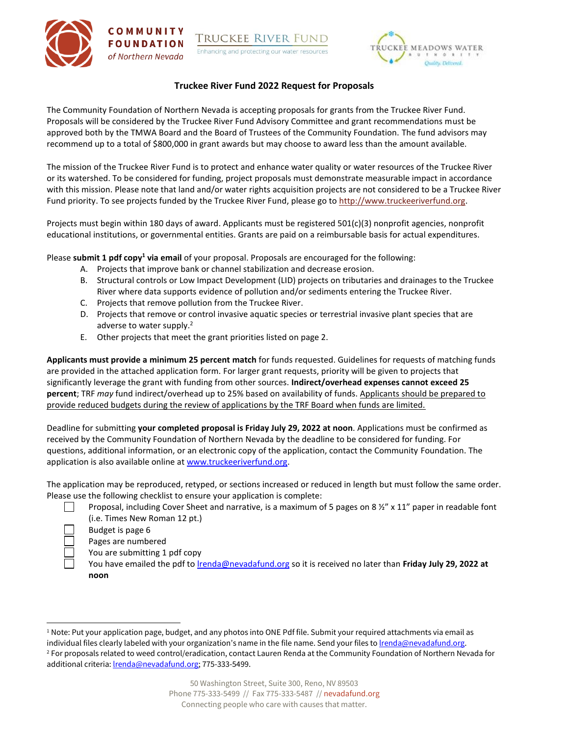# Truckee River Fund 2022 Request for Proposals

The Community Foundation of Northern Nevada is accepting proposals for grants from the Truckee River Fund. Proposals will be considered by the Truckee River Fund Advisory Committee and grant recommendations must be approved both by the TMWA Board and the Board of Trustees of the Community Foundation. The fund advisors may recommend up to a total of $800,000 in grant awards but may choose to award less than the amount available.

The mission of the Truckee River Fund is to protect and enhance water quality or water resources of the Truckee River or its watershed. To be considered for funding, project proposals must demonstrate measurable impact in accordance with this mission. Please note that land and/or water rights acquisition projects are not considered to be a Truckee River Fund priority. To see projects funded by the Truckee River Fund, please go to http://www.truckeeriverfund.org.

Projects must begin within 180 days of award. Applicants must be registered 501(c)(3) nonprofit agencies, nonprofit educational institutions, or governmental entities. Grants are paid on a reimbursable basis for actual expenditures.

Please **submit 1 pdf copy[1] via email** of your proposal. Proposals are encouraged for the following:

A. Projects that improve bank or channel stabilization and decrease erosion.
B. Structural controls or Low Impact Development (LID) projects on tributaries and drainages to the Truckee River where data supports evidence of pollution and/or sediments entering the Truckee River.
C. Projects that remove pollution from the Truckee River.
D. Projects that remove or control invasive aquatic species or terrestrial invasive plant species that are adverse to water supply.[2]
E. Other projects that meet the grant priorities listed on page 2.

**Applicants must provide a minimum 25 percent match** for funds requested. Guidelines for requests of matching funds are provided in the attached application form. For larger grant requests, priority will be given to projects that significantly leverage the grant with funding from other sources. **Indirect/overhead expenses cannot exceed 25 percent**; TRF *may* fund indirect/overhead up to 25% based on availability of funds. Applicants should be prepared to provide reduced budgets during the review of applications by the TRF Board when funds are limited.

Deadline for submitting **your completed proposal is Friday July 29, 2022 at noon**. Applications must be confirmed as received by the Community Foundation of Northern Nevada by the deadline to be considered for funding. For questions, additional information, or an electronic copy of the application, contact the Community Foundation. The application is also available online at www.truckeeriverfund.org.

The application may be reproduced, retyped, or sections increased or reduced in length but must follow the same order. Please use the following checklist to ensure your application is complete:

- ☐ Proposal, including Cover Sheet and narrative, is a maximum of 5 pages on 8 ½" x 11" paper in readable font (i.e. Times New Roman 12 pt.)
- ☐ Budget is page 6
- ☐ Pages are numbered
- ☐ You are submitting 1 pdf copy
- ☐ You have emailed the pdf to lrenda@nevadafund.org so it is received no later than **Friday July 29, 2022 at noon**

---

[1] Note: Put your application page, budget, and any photos into ONE Pdf file. Submit your required attachments via email as individual files clearly labeled with your organization's name in the file name. Send your files to lrenda@nevadafund.org.

[2] For proposals related to weed control/eradication, contact Lauren Renda at the Community Foundation of Northern Nevada for additional criteria: lrenda@nevadafund.org; 775-333-5499.

50 Washington Street, Suite 300, Reno, NV 89503
Phone 775-333-5499 // Fax 775-333-5487 // nevadafund.org
Connecting people who care with causes that matter.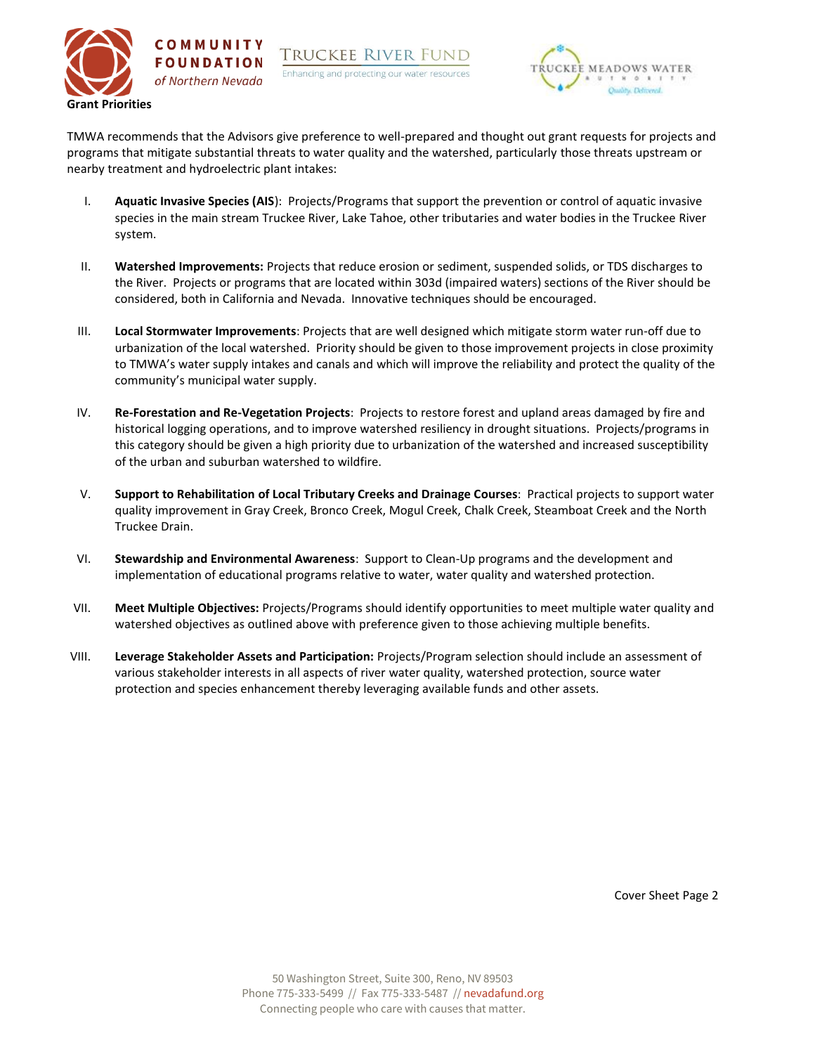## Grant Priorities

TMWA recommends that the Advisors give preference to well-prepared and thought out grant requests for projects and programs that mitigate substantial threats to water quality and the watershed, particularly those threats upstream or nearby treatment and hydroelectric plant intakes:

I. **Aquatic Invasive Species (AIS)**: Projects/Programs that support the prevention or control of aquatic invasive species in the main stream Truckee River, Lake Tahoe, other tributaries and water bodies in the Truckee River system.

II. **Watershed Improvements:** Projects that reduce erosion or sediment, suspended solids, or TDS discharges to the River. Projects or programs that are located within 303d (impaired waters) sections of the River should be considered, both in California and Nevada. Innovative techniques should be encouraged.

III. **Local Stormwater Improvements**: Projects that are well designed which mitigate storm water run-off due to urbanization of the local watershed. Priority should be given to those improvement projects in close proximity to TMWA's water supply intakes and canals and which will improve the reliability and protect the quality of the community's municipal water supply.

IV. **Re-Forestation and Re-Vegetation Projects**: Projects to restore forest and upland areas damaged by fire and historical logging operations, and to improve watershed resiliency in drought situations. Projects/programs in this category should be given a high priority due to urbanization of the watershed and increased susceptibility of the urban and suburban watershed to wildfire.

V. **Support to Rehabilitation of Local Tributary Creeks and Drainage Courses**: Practical projects to support water quality improvement in Gray Creek, Bronco Creek, Mogul Creek, Chalk Creek, Steamboat Creek and the North Truckee Drain.

VI. **Stewardship and Environmental Awareness**: Support to Clean-Up programs and the development and implementation of educational programs relative to water, water quality and watershed protection.

VII. **Meet Multiple Objectives:** Projects/Programs should identify opportunities to meet multiple water quality and watershed objectives as outlined above with preference given to those achieving multiple benefits.

VIII. **Leverage Stakeholder Assets and Participation:** Projects/Program selection should include an assessment of various stakeholder interests in all aspects of river water quality, watershed protection, source water protection and species enhancement thereby leveraging available funds and other assets.

Cover Sheet Page 2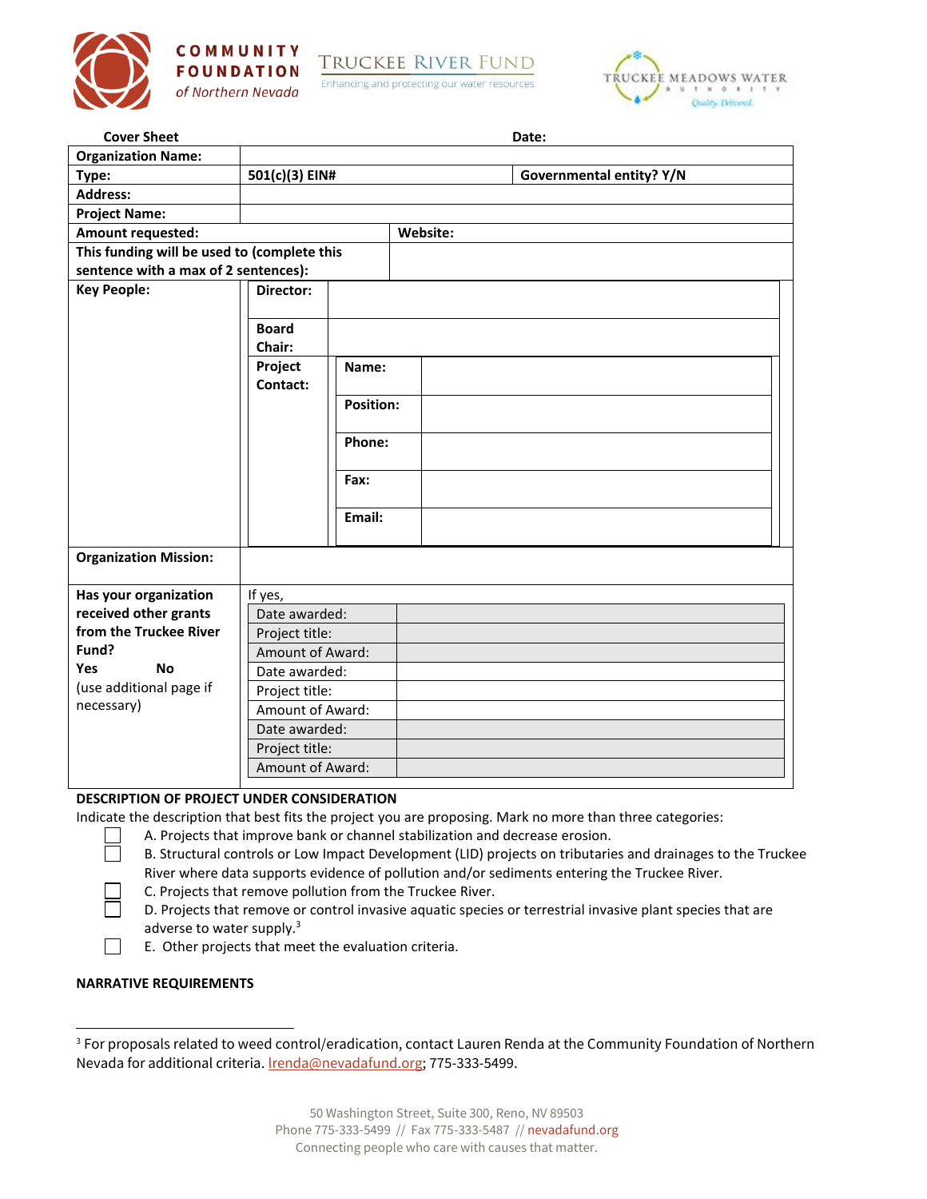COMMUNITY FOUNDATION of Northern Nevada | TRUCKEE RIVER FUND Enhancing and protecting our water resources | TRUCKEE MEADOWS WATER AUTHORITY Quality. Delivered.

| Cover Sheet | | Date: | |
|---|---|---|---|
| **Organization Name:** | | | |
| **Type:** | **501(c)(3) EIN#** | **Governmental entity? Y/N** | |
| **Address:** | | | |
| **Project Name:** | | | |
| **Amount requested:** | | **Website:** | |
| **This funding will be used to (complete this sentence with a max of 2 sentences):** | | | |
| **Key People:** | **Director:** | | |
| | **Board Chair:** | | |
| | **Project Contact:** | **Name:** | |
| | | **Position:** | |
| | | **Phone:** | |
| | | **Fax:** | |
| | | **Email:** | |
| **Organization Mission:** | | | |
| **Has your organization received other grants from the Truckee River Fund?** **Yes** **No** (use additional page if necessary) | If yes, | | |
| | Date awarded: | | |
| | Project title: | | |
| | Amount of Award: | | |
| | Date awarded: | | |
| | Project title: | | |
| | Amount of Award: | | |
| | Date awarded: | | |
| | Project title: | | |
| | Amount of Award: | | |

**DESCRIPTION OF PROJECT UNDER CONSIDERATION**

Indicate the description that best fits the project you are proposing. Mark no more than three categories:

- ☐ A. Projects that improve bank or channel stabilization and decrease erosion.
- ☐ B. Structural controls or Low Impact Development (LID) projects on tributaries and drainages to the Truckee River where data supports evidence of pollution and/or sediments entering the Truckee River.
- ☐ C. Projects that remove pollution from the Truckee River.
- ☐ D. Projects that remove or control invasive aquatic species or terrestrial invasive plant species that are adverse to water supply.[3]
- ☐ E. Other projects that meet the evaluation criteria.

**NARRATIVE REQUIREMENTS**

[3] For proposals related to weed control/eradication, contact Lauren Renda at the Community Foundation of Northern Nevada for additional criteria. lrenda@nevadafund.org; 775-333-5499.

50 Washington Street, Suite 300, Reno, NV 89503
Phone 775-333-5499 // Fax 775-333-5487 // nevadafund.org
Connecting people who care with causes that matter.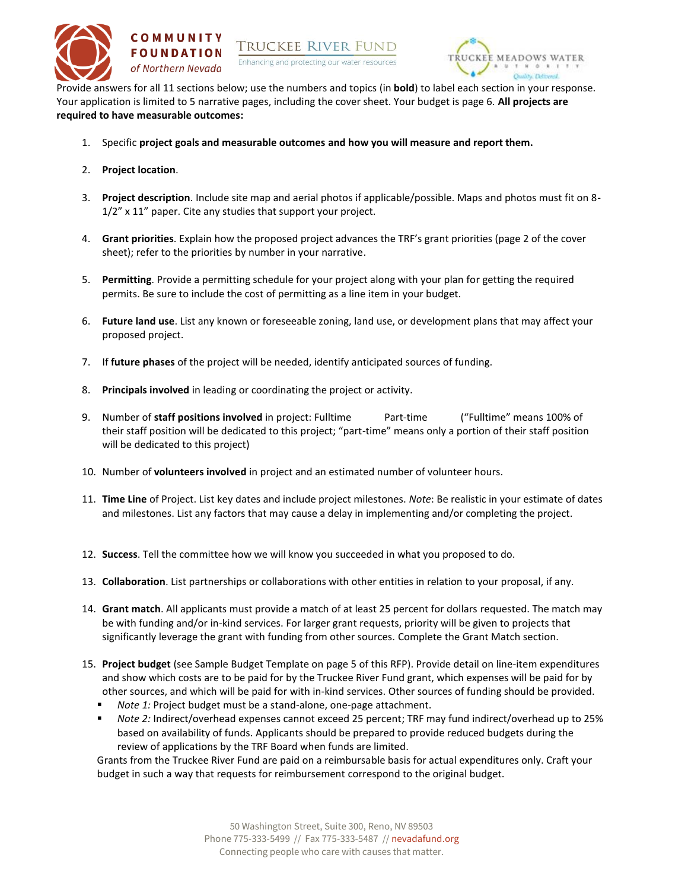Provide answers for all 11 sections below; use the numbers and topics (in **bold**) to label each section in your response. Your application is limited to 5 narrative pages, including the cover sheet. Your budget is page 6. **All projects are required to have measurable outcomes:**

1. Specific **project goals and measurable outcomes and how you will measure and report them.**
2. **Project location**.
3. **Project description**. Include site map and aerial photos if applicable/possible. Maps and photos must fit on 8-1/2" x 11" paper. Cite any studies that support your project.
4. **Grant priorities**. Explain how the proposed project advances the TRF's grant priorities (page 2 of the cover sheet); refer to the priorities by number in your narrative.
5. **Permitting**. Provide a permitting schedule for your project along with your plan for getting the required permits. Be sure to include the cost of permitting as a line item in your budget.
6. **Future land use**. List any known or foreseeable zoning, land use, or development plans that may affect your proposed project.
7. If **future phases** of the project will be needed, identify anticipated sources of funding.
8. **Principals involved** in leading or coordinating the project or activity.
9. Number of **staff positions involved** in project: Fulltime Part-time ("Fulltime" means 100% of their staff position will be dedicated to this project; "part-time" means only a portion of their staff position will be dedicated to this project)
10. Number of **volunteers involved** in project and an estimated number of volunteer hours.
11. **Time Line** of Project. List key dates and include project milestones. *Note*: Be realistic in your estimate of dates and milestones. List any factors that may cause a delay in implementing and/or completing the project.
12. **Success**. Tell the committee how we will know you succeeded in what you proposed to do.
13. **Collaboration**. List partnerships or collaborations with other entities in relation to your proposal, if any.
14. **Grant match**. All applicants must provide a match of at least 25 percent for dollars requested. The match may be with funding and/or in-kind services. For larger grant requests, priority will be given to projects that significantly leverage the grant with funding from other sources. Complete the Grant Match section.
15. **Project budget** (see Sample Budget Template on page 5 of this RFP). Provide detail on line-item expenditures and show which costs are to be paid for by the Truckee River Fund grant, which expenses will be paid for by other sources, and which will be paid for with in-kind services. Other sources of funding should be provided.
    - *Note 1:* Project budget must be a stand-alone, one-page attachment.
    - *Note 2:* Indirect/overhead expenses cannot exceed 25 percent; TRF may fund indirect/overhead up to 25% based on availability of funds. Applicants should be prepared to provide reduced budgets during the review of applications by the TRF Board when funds are limited.

    Grants from the Truckee River Fund are paid on a reimbursable basis for actual expenditures only. Craft your budget in such a way that requests for reimbursement correspond to the original budget.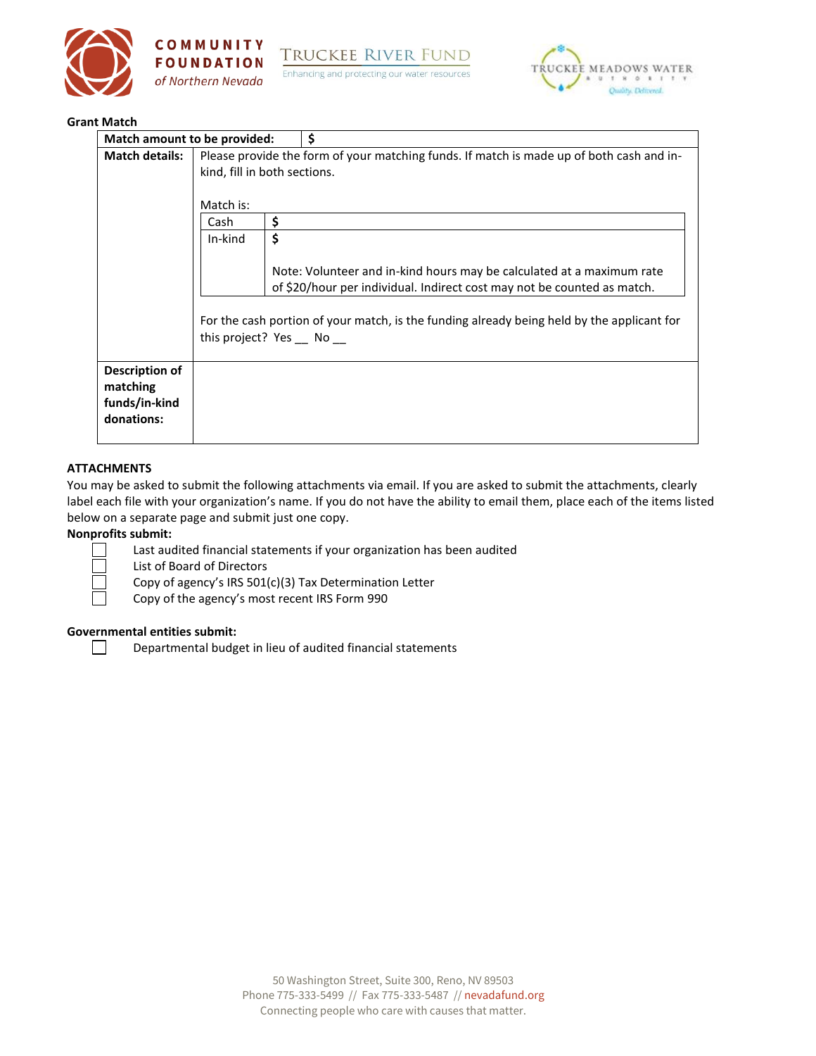**Grant Match**

| **Match amount to be provided:** | $ |
|---|---|
| **Match details:** | Please provide the form of your matching funds. If match is made up of both cash and in-kind, fill in both sections.<br><br>Match is:<br>Cash: $<br>In-kind: $<br><br>Note: Volunteer and in-kind hours may be calculated at a maximum rate of $20/hour per individual. Indirect cost may not be counted as match.<br><br>For the cash portion of your match, is the funding already being held by the applicant for this project? Yes __ No __ |
| **Description of matching funds/in-kind donations:** | |

**ATTACHMENTS**

You may be asked to submit the following attachments via email. If you are asked to submit the attachments, clearly label each file with your organization's name. If you do not have the ability to email them, place each of the items listed below on a separate page and submit just one copy.

**Nonprofits submit:**

- ☐ Last audited financial statements if your organization has been audited
- ☐ List of Board of Directors
- ☐ Copy of agency's IRS 501(c)(3) Tax Determination Letter
- ☐ Copy of the agency's most recent IRS Form 990

**Governmental entities submit:**

- ☐ Departmental budget in lieu of audited financial statements

50 Washington Street, Suite 300, Reno, NV 89503
Phone 775-333-5499 // Fax 775-333-5487 // nevadafund.org
Connecting people who care with causes that matter.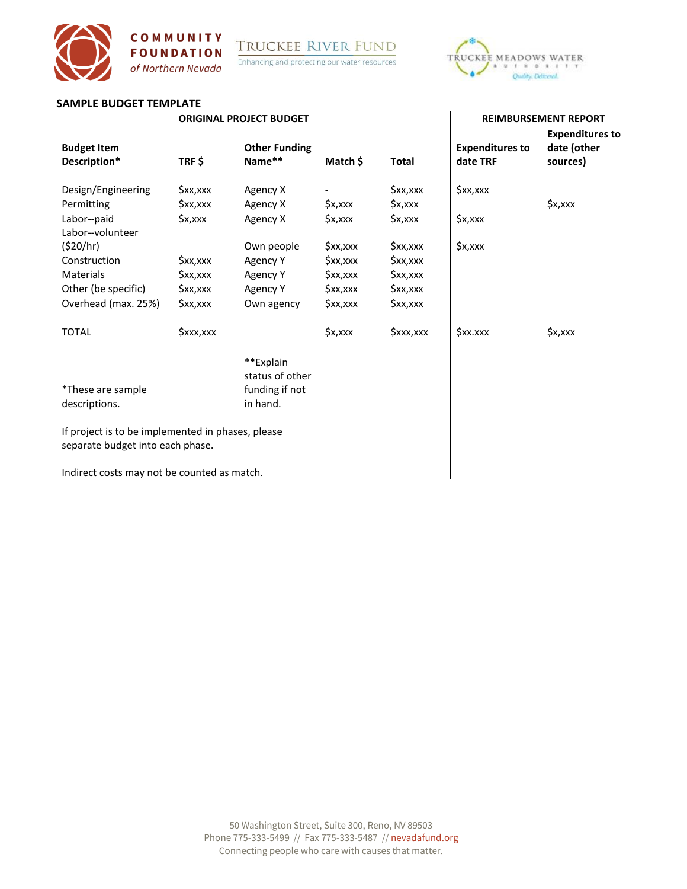## SAMPLE BUDGET TEMPLATE

| | ORIGINAL PROJECT BUDGET | | | | REIMBURSEMENT REPORT | |
|---|---|---|---|---|---|---|
| **Budget Item Description*** | **TRF $** | **Other Funding Name**** | **Match $** | **Total** | **Expenditures to date TRF** | **Expenditures to date (other sources)** |
| Design/Engineering | $xx,xxx | Agency X | - | $xx,xxx | $xx,xxx | |
| Permitting | $xx,xxx | Agency X | $x,xxx | $x,xxx | | $x,xxx |
| Labor--paid | $x,xxx | Agency X | $x,xxx | $x,xxx | $x,xxx | |
| Labor--volunteer ($20/hr) | | Own people | $xx,xxx | $xx,xxx | $x,xxx | |
| Construction | $xx,xxx | Agency Y | $xx,xxx | $xx,xxx | | |
| Materials | $xx,xxx | Agency Y | $xx,xxx | $xx,xxx | | |
| Other (be specific) | $xx,xxx | Agency Y | $xx,xxx | $xx,xxx | | |
| Overhead (max. 25%) | $xx,xxx | Own agency | $xx,xxx | $xx,xxx | | |
| TOTAL | $xxx,xxx | | $x,xxx | $xxx,xxx | $xx.xxx | $x,xxx |

*These are sample descriptions.

**Explain status of other funding if not in hand.

If project is to be implemented in phases, please separate budget into each phase.

Indirect costs may not be counted as match.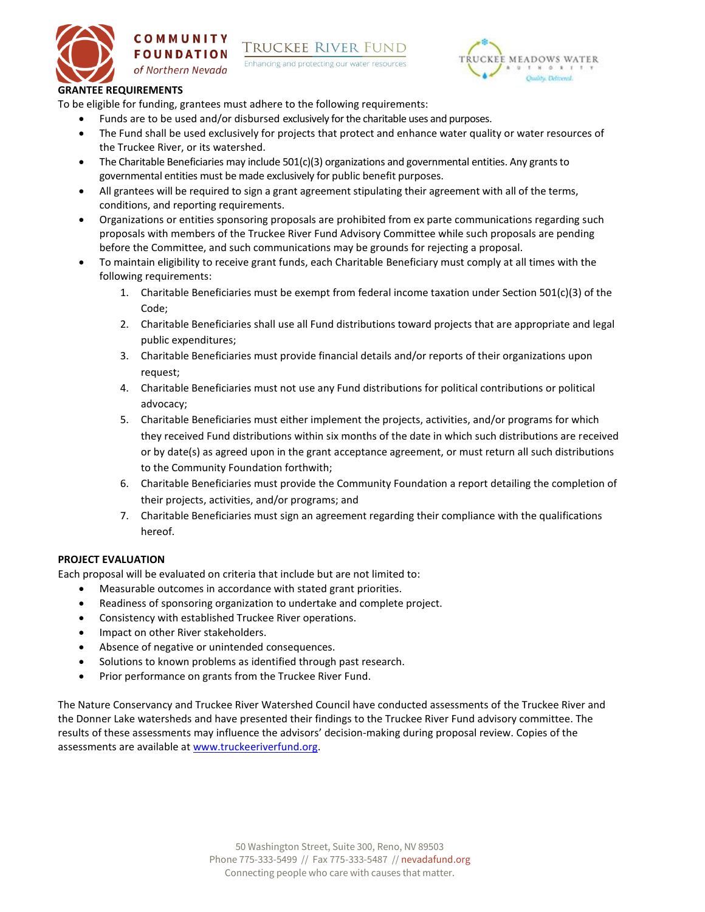## GRANTEE REQUIREMENTS

To be eligible for funding, grantees must adhere to the following requirements:

- Funds are to be used and/or disbursed exclusively for the charitable uses and purposes.
- The Fund shall be used exclusively for projects that protect and enhance water quality or water resources of the Truckee River, or its watershed.
- The Charitable Beneficiaries may include 501(c)(3) organizations and governmental entities. Any grants to governmental entities must be made exclusively for public benefit purposes.
- All grantees will be required to sign a grant agreement stipulating their agreement with all of the terms, conditions, and reporting requirements.
- Organizations or entities sponsoring proposals are prohibited from ex parte communications regarding such proposals with members of the Truckee River Fund Advisory Committee while such proposals are pending before the Committee, and such communications may be grounds for rejecting a proposal.
- To maintain eligibility to receive grant funds, each Charitable Beneficiary must comply at all times with the following requirements:
  1. Charitable Beneficiaries must be exempt from federal income taxation under Section 501(c)(3) of the Code;
  2. Charitable Beneficiaries shall use all Fund distributions toward projects that are appropriate and legal public expenditures;
  3. Charitable Beneficiaries must provide financial details and/or reports of their organizations upon request;
  4. Charitable Beneficiaries must not use any Fund distributions for political contributions or political advocacy;
  5. Charitable Beneficiaries must either implement the projects, activities, and/or programs for which they received Fund distributions within six months of the date in which such distributions are received or by date(s) as agreed upon in the grant acceptance agreement, or must return all such distributions to the Community Foundation forthwith;
  6. Charitable Beneficiaries must provide the Community Foundation a report detailing the completion of their projects, activities, and/or programs; and
  7. Charitable Beneficiaries must sign an agreement regarding their compliance with the qualifications hereof.

## PROJECT EVALUATION

Each proposal will be evaluated on criteria that include but are not limited to:

- Measurable outcomes in accordance with stated grant priorities.
- Readiness of sponsoring organization to undertake and complete project.
- Consistency with established Truckee River operations.
- Impact on other River stakeholders.
- Absence of negative or unintended consequences.
- Solutions to known problems as identified through past research.
- Prior performance on grants from the Truckee River Fund.

The Nature Conservancy and Truckee River Watershed Council have conducted assessments of the Truckee River and the Donner Lake watersheds and have presented their findings to the Truckee River Fund advisory committee. The results of these assessments may influence the advisors' decision-making during proposal review. Copies of the assessments are available at www.truckeeriverfund.org.